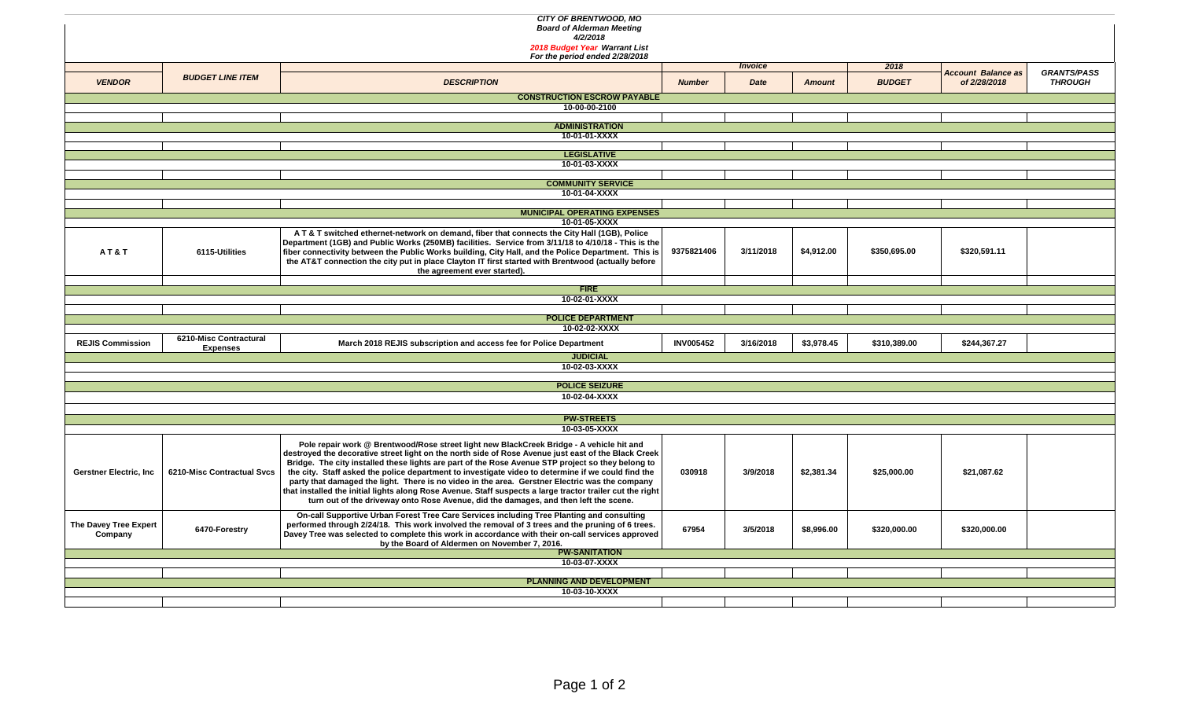*CITY OF BRENTWOOD, MO*
*Board of Alderman Meeting*
*4/2/2018*
*2018 Budget Year Warrant List*
*For the period ended 2/28/2018*

| VENDOR | BUDGET LINE ITEM | DESCRIPTION | Invoice Number | Invoice Date | Invoice Amount | 2018 BUDGET | Account Balance as of 2/28/2018 | GRANTS/PASS THROUGH |
|---|---|---|---|---|---|---|---|---|
| | | **CONSTRUCTION ESCROW PAYABLE** 10-00-00-2100 | | | | | | |
| | | **ADMINISTRATION** 10-01-01-XXXX | | | | | | |
| | | **LEGISLATIVE** 10-01-03-XXXX | | | | | | |
| | | **COMMUNITY SERVICE** 10-01-04-XXXX | | | | | | |
| | | **MUNICIPAL OPERATING EXPENSES** 10-01-05-XXXX | | | | | | |
| A T & T | 6115-Utilities | A T & T switched ethernet-network on demand, fiber that connects the City Hall (1GB), Police Department (1GB) and Public Works (250MB) facilities. Service from 3/11/18 to 4/10/18 - This is the fiber connectivity between the Public Works building, City Hall, and the Police Department. This is the AT&T connection the city put in place Clayton IT first started with Brentwood (actually before the agreement ever started). | 9375821406 | 3/11/2018 | $4,912.00 | $350,695.00 | $320,591.11 | |
| | | **FIRE** 10-02-01-XXXX | | | | | | |
| | | **POLICE DEPARTMENT** 10-02-02-XXXX | | | | | | |
| REJIS Commission | 6210-Misc Contractural Expenses | March 2018 REJIS subscription and access fee for Police Department | INV005452 | 3/16/2018 | $3,978.45 | $310,389.00 | $244,367.27 | |
| | | **JUDICIAL** 10-02-03-XXXX | | | | | | |
| | | **POLICE SEIZURE** 10-02-04-XXXX | | | | | | |
| | | **PW-STREETS** 10-03-05-XXXX | | | | | | |
| Gerstner Electric, Inc | 6210-Misc Contractual Svcs | Pole repair work @ Brentwood/Rose street light new BlackCreek Bridge - A vehicle hit and destroyed the decorative street light on the north side of Rose Avenue just east of the Black Creek Bridge. The city installed these lights are part of the Rose Avenue STP project so they belong to the city. Staff asked the police department to investigate video to determine if we could find the party that damaged the light. There is no video in the area. Gerstner Electric was the company that installed the initial lights along Rose Avenue. Staff suspects a large tractor trailer cut the right turn out of the driveway onto Rose Avenue, did the damages, and then left the scene. | 030918 | 3/9/2018 | $2,381.34 | $25,000.00 | $21,087.62 | |
| The Davey Tree Expert Company | 6470-Forestry | On-call Supportive Urban Forest Tree Care Services including Tree Planting and consulting performed through 2/24/18. This work involved the removal of 3 trees and the pruning of 6 trees. Davey Tree was selected to complete this work in accordance with their on-call services approved by the Board of Aldermen on November 7, 2016. | 67954 | 3/5/2018 | $8,996.00 | $320,000.00 | $320,000.00 | |
| | | **PW-SANITATION** 10-03-07-XXXX | | | | | | |
| | | **PLANNING AND DEVELOPMENT** 10-03-10-XXXX | | | | | | |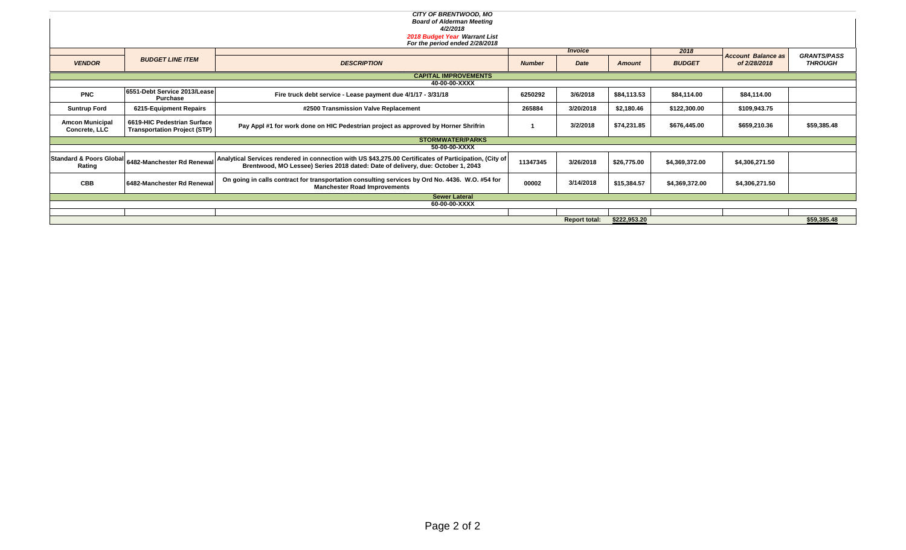*CITY OF BRENTWOOD, MO*
*Board of Alderman Meeting*
*4/2/2018*
*2018 Budget Year Warrant List*
*For the period ended 2/28/2018*

| VENDOR | BUDGET LINE ITEM | DESCRIPTION | Invoice Number | Invoice Date | Invoice Amount | 2018 BUDGET | Account Balance as of 2/28/2018 | GRANTS/PASS THROUGH |
|---|---|---|---|---|---|---|---|---|
| | | **CAPITAL IMPROVEMENTS** 40-00-00-XXXX | | | | | | |
| PNC | 6551-Debt Service 2013/Lease Purchase | Fire truck debt service - Lease payment due 4/1/17 - 3/31/18 | 6250292 | 3/6/2018 | $84,113.53 | $84,114.00 | $84,114.00 | |
| Suntrup Ford | 6215-Equipment Repairs | #2500 Transmission Valve Replacement | 265884 | 3/20/2018 | $2,180.46 | $122,300.00 | $109,943.75 | |
| Amcon Municipal Concrete, LLC | 6619-HIC Pedestrian Surface Transportation Project (STP) | Pay Appl #1 for work done on HIC Pedestrian project as approved by Horner Shrifrin | 1 | 3/2/2018 | $74,231.85 | $676,445.00 | $659,210.36 | $59,385.48 |
| | | **STORMWATER/PARKS** 50-00-00-XXXX | | | | | | |
| Standard & Poors Global Rating | 6482-Manchester Rd Renewal | Analytical Services rendered in connection with US $43,275.00 Certificates of Participation, (City of Brentwood, MO Lessee) Series 2018 dated: Date of delivery, due: October 1, 2043 | 11347345 | 3/26/2018 | $26,775.00 | $4,369,372.00 | $4,306,271.50 | |
| CBB | 6482-Manchester Rd Renewal | On going in calls contract for transportation consulting services by Ord No. 4436. W.O. #54 for Manchester Road Improvements | 00002 | 3/14/2018 | $15,384.57 | $4,369,372.00 | $4,306,271.50 | |
| | | **Sewer Lateral** 60-00-00-XXXX | | | | | | |
| | | | | | | | | |
| | | | | Report total: | $222,953.20 | | | $59,385.48 |